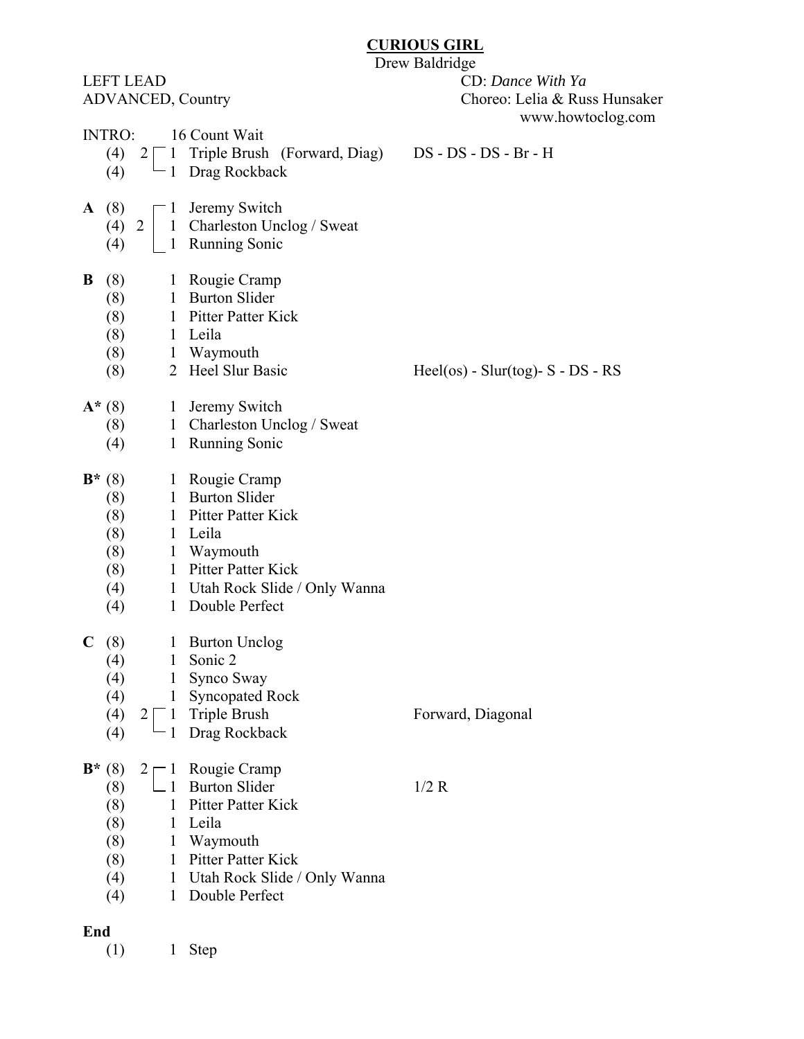# CURIOUS GIRL

Drew Baldridge

LEFT LEAD
ADVANCED, Country

CD: *Dance With Ya*
Choreo: Lelia & Russ Hunsaker
www.howtoclog.com

| Section | Counts | Reps | Step | Notes |
|---|---|---|---|---|
| INTRO: | | | 16 Count Wait | |
| | (4) | 2 [ 1 | Triple Brush (Forward, Diag) | DS - DS - DS - Br - H |
| | (4) | 1 | Drag Rockback | |
| **A** | (8) | 2 [ 1 | Jeremy Switch | |
| | (4) | 1 | Charleston Unclog / Sweat | |
| | (4) | 1 | Running Sonic | |
| **B** | (8) | 1 | Rougie Cramp | |
| | (8) | 1 | Burton Slider | |
| | (8) | 1 | Pitter Patter Kick | |
| | (8) | 1 | Leila | |
| | (8) | 1 | Waymouth | |
| | (8) | 2 | Heel Slur Basic | Heel(os) - Slur(tog)- S - DS - RS |
| **A*** | (8) | 1 | Jeremy Switch | |
| | (8) | 1 | Charleston Unclog / Sweat | |
| | (4) | 1 | Running Sonic | |
| **B*** | (8) | 1 | Rougie Cramp | |
| | (8) | 1 | Burton Slider | |
| | (8) | 1 | Pitter Patter Kick | |
| | (8) | 1 | Leila | |
| | (8) | 1 | Waymouth | |
| | (8) | 1 | Pitter Patter Kick | |
| | (4) | 1 | Utah Rock Slide / Only Wanna | |
| | (4) | 1 | Double Perfect | |
| **C** | (8) | 1 | Burton Unclog | |
| | (4) | 1 | Sonic 2 | |
| | (4) | 1 | Synco Sway | |
| | (4) | 1 | Syncopated Rock | |
| | (4) | 2 [ 1 | Triple Brush | Forward, Diagonal |
| | (4) | 1 | Drag Rockback | |
| **B*** | (8) | 2 [ 1 | Rougie Cramp | |
| | (8) | 1 | Burton Slider | 1/2 R |
| | (8) | 1 | Pitter Patter Kick | |
| | (8) | 1 | Leila | |
| | (8) | 1 | Waymouth | |
| | (8) | 1 | Pitter Patter Kick | |
| | (4) | 1 | Utah Rock Slide / Only Wanna | |
| | (4) | 1 | Double Perfect | |

**End**

| Counts | Reps | Step |
|---|---|---|
| (1) | 1 | Step |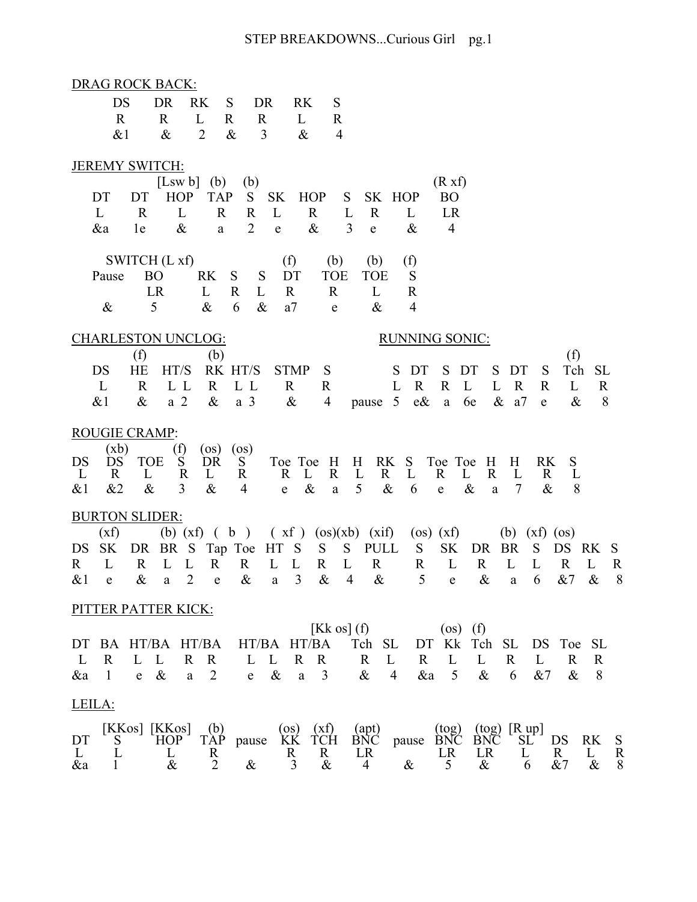## DRAG ROCK BACK:

| DS | DR | RK | S | DR | RK | S |
|---|---|---|---|---|---|---|
| R | R | L | R | R | L | R |
| &1 | & | 2 | & | 3 | & | 4 |

## JEREMY SWITCH:

| | | [Lsw b] | (b) | (b) | | | | | | (R xf) |
|---|---|---|---|---|---|---|---|---|---|---|
| DT | DT | HOP | TAP | S | SK | HOP | S | SK | HOP | BO |
| L | R | L | R | R | L | R | L | R | L | LR |
| &a | 1e | & | a | 2 | e | & | 3 | e | & | 4 |

| | SWITCH (L xf) | | | | (f) | (b) | (b) | (f) |
|---|---|---|---|---|---|---|---|---|
| Pause | BO | RK | S | S | DT | TOE | TOE | S |
| | LR | L | R | L | R | R | L | R |
| & | 5 | & | 6 | & | a7 | e | & | 4 |

## CHARLESTON UNCLOG:

| | (f) | | (b) | | | |
|---|---|---|---|---|---|---|
| DS | HE | HT/S | RK | HT/S | STMP | S |
| L | R | L L | R | L L | R | R |
| &1 | & | a 2 | & | a 3 | & | 4 |

## RUNNING SONIC:

| | | | | | | | | (f) | |
|---|---|---|---|---|---|---|---|---|---|
| | S | DT | S | DT | S | DT | S | Tch | SL |
| | L | R | R | L | L | R | R | L | R |
| pause | 5 | e& | a | 6e | & | a7 | e | & | 8 |

## ROUGIE CRAMP:

| | (xb) | | (f) | (os) | (os) | | | | | | | | | | | | |
|---|---|---|---|---|---|---|---|---|---|---|---|---|---|---|---|---|---|
| DS | DS | TOE | S | DR | S | Toe | Toe | H | H | RK | S | Toe | Toe | H | H | RK | S |
| L | R | L | R | L | R | R | L | R | L | R | L | R | L | R | L | R | L |
| &1 | &2 | & | 3 | & | 4 | e | & | a | 5 | & | 6 | e | & | a | 7 | & | 8 |

## BURTON SLIDER:

| | (xf) | | (b) | (xf) | ( b ) | | ( xf ) | | (os) | (xb) | (xif) | (os) | (xf) | | (b) | (xf) | (os) | | |
|---|---|---|---|---|---|---|---|---|---|---|---|---|---|---|---|---|---|---|---|
| DS | SK | DR | BR | S | Tap | Toe | HT | S | S | S | PULL | S | SK | DR | BR | S | DS | RK | S |
| R | L | R | L | L | R | R | L | L | R | L | R | R | L | R | L | L | R | L | R |
| &1 | e | & | a | 2 | e | & | a | 3 | & | 4 | & | 5 | e | & | a | 6 | &7 | & | 8 |

## PITTER PATTER KICK:

| | | | | | [Kk os] | (f) | | | (os) | (f) | | | | |
|---|---|---|---|---|---|---|---|---|---|---|---|---|---|---|
| DT | BA | HT/BA | HT/BA | HT/BA | HT/BA | Tch | SL | DT | Kk | Tch | SL | DS | Toe | SL |
| L | R | L L | R R | L L | R R | R | L | R | L | L | R | L | R | R |
| &a | 1 | e & | a 2 | e & | a 3 | & | 4 | &a | 5 | & | 6 | &7 | & | 8 |

## LEILA:

| | [KKos] | [KKos] | (b) | | (os) | (xf) | (apt) | | (tog) | (tog) | [R up] | | | |
|---|---|---|---|---|---|---|---|---|---|---|---|---|---|---|
| DT | S | HOP | TAP | pause | KK | TCH | BNC | pause | BNC | BNC | SL | DS | RK | S |
| L | L | L | R | | R | R | LR | | LR | LR | L | R | L | R |
| &a | 1 | & | 2 | & | 3 | & | 4 | & | 5 | & | 6 | &7 | & | 8 |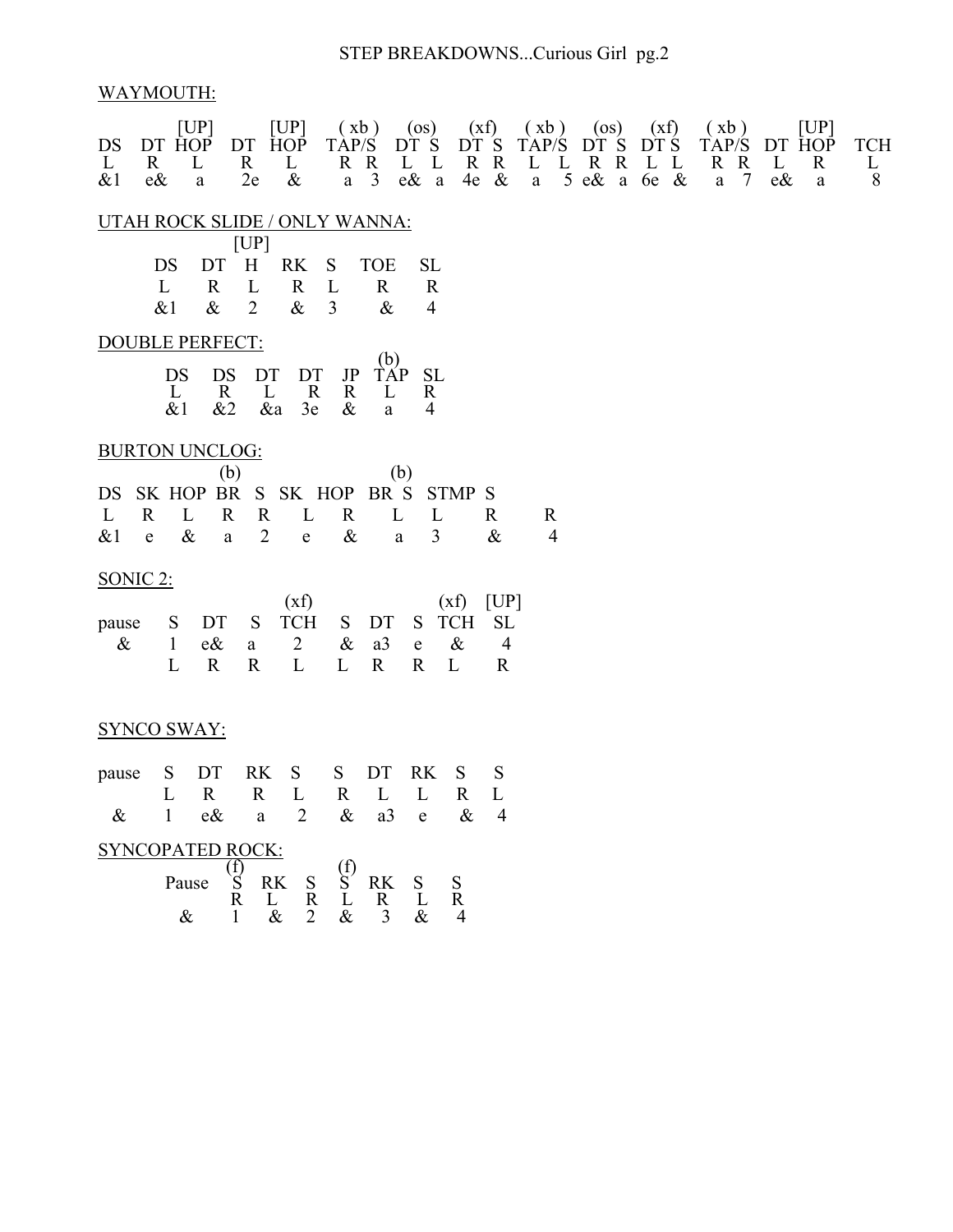## WAYMOUTH:

| | | | | | | | | | | | | | | |
|---|---|---|---|---|---|---|---|---|---|---|---|---|---|---|
| | | [UP] | | [UP] | ( xb ) | (os) | (xf) | ( xb ) | (os) | (xf) | ( xb ) | | [UP] | |
| DS | DT | HOP | DT | HOP | TAP/S | DT S | DT S | TAP/S | DT S | DT S | TAP/S | DT | HOP | TCH |
| L | R | L | R | L | R R | L L | R R | L L | R R | L L | R R | L | R | L |
| &1 | e& | a | 2e | & | a 3 | e& a | 4e & | a 5 | e& a | 6e & | a 7 | e& | a | 8 |

## UTAH ROCK SLIDE / ONLY WANNA:

| | | | | | | |
|---|---|---|---|---|---|---|
| | | [UP] | | | | |
| DS | DT | H | RK | S | TOE | SL |
| L | R | L | R | L | R | R |
| &1 | & | 2 | & | 3 | & | 4 |

## DOUBLE PERFECT:

| | | | | | | |
|---|---|---|---|---|---|---|
| | | | | | (b) | |
| DS | DS | DT | DT | JP | TAP | SL |
| L | R | L | R | R | L | R |
| &1 | &2 | &a | 3e | & | a | 4 |

## BURTON UNCLOG:

| | | | | | | | | | | |
|---|---|---|---|---|---|---|---|---|---|---|
| | | | (b) | | | | (b) | | | |
| DS | SK | HOP | BR | S | SK | HOP | BR | S | STMP | S |
| L | R | L | R | R | L | R | L | L | R | R |
| &1 | e | & | a | 2 | e | & | a | 3 | & | 4 |

## SONIC 2:

| | | | | | | | | | |
|---|---|---|---|---|---|---|---|---|---|
| | | | | (xf) | | | | (xf) | [UP] |
| pause | S | DT | S | TCH | S | DT | S | TCH | SL |
| & | 1 | e& | a | 2 | & | a3 | e | & | 4 |
| | L | R | R | L | L | R | R | L | R |

## SYNCO SWAY:

| | | | | | | | | | |
|---|---|---|---|---|---|---|---|---|---|
| pause | S | DT | RK | S | S | DT | RK | S | S |
| | L | R | R | L | R | L | L | R | L |
| & | 1 | e& | a | 2 | & | a3 | e | & | 4 |

## SYNCOPATED ROCK:

| | | | | | | | |
|---|---|---|---|---|---|---|---|
| | (f) | | | (f) | | | |
| Pause | S | RK | S | S | RK | S | S |
| | R | L | R | L | R | L | R |
| & | 1 | & | 2 | & | 3 | & | 4 |